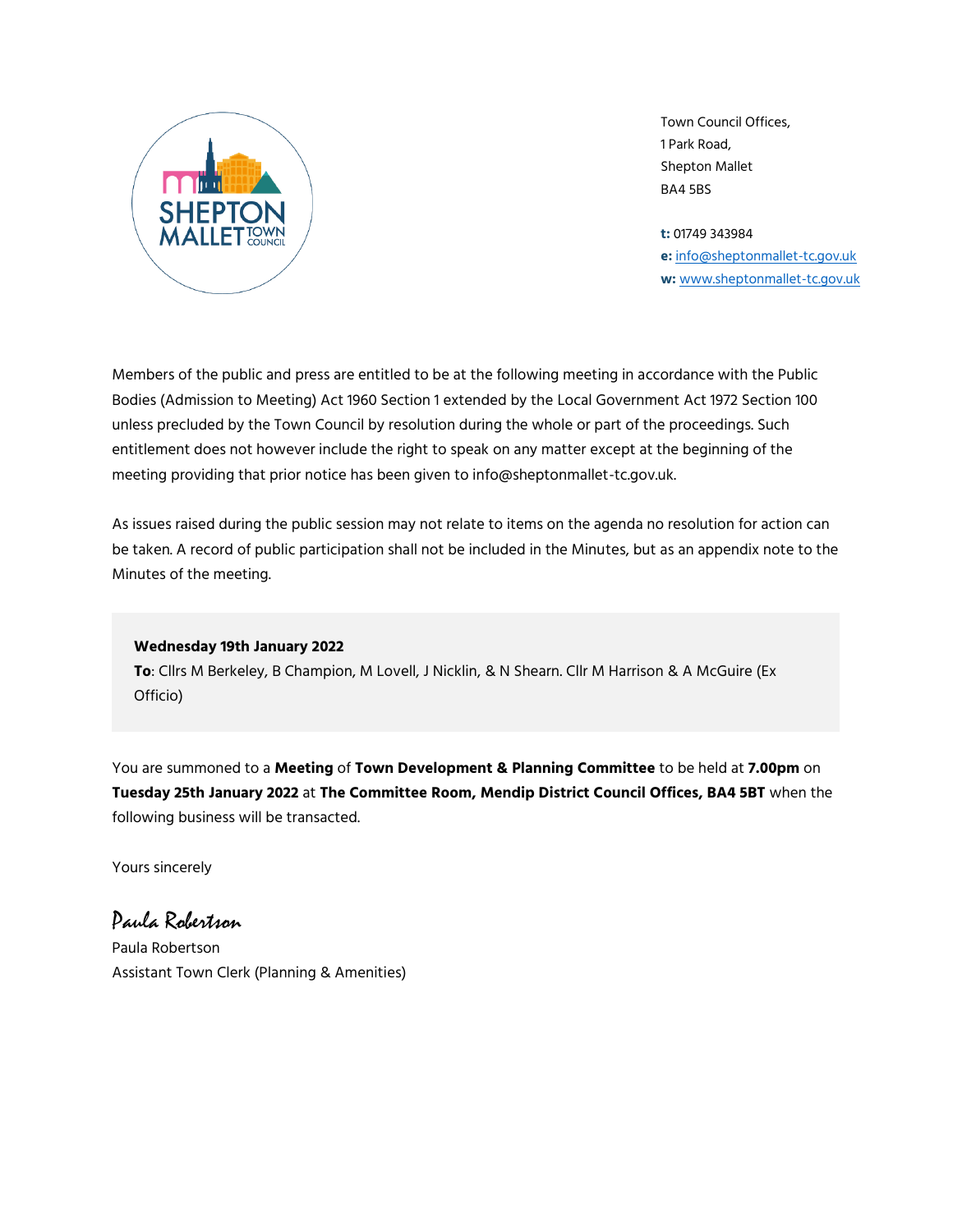SHEPTON MALLET TOWN COUNCIL

Town Council Offices,
1 Park Road,
Shepton Mallet
BA4 5BS

**t:** 01749 343984
**e:** info@sheptonmallet-tc.gov.uk
**w:** www.sheptonmallet-tc.gov.uk

Members of the public and press are entitled to be at the following meeting in accordance with the Public Bodies (Admission to Meeting) Act 1960 Section 1 extended by the Local Government Act 1972 Section 100 unless precluded by the Town Council by resolution during the whole or part of the proceedings. Such entitlement does not however include the right to speak on any matter except at the beginning of the meeting providing that prior notice has been given to info@sheptonmallet-tc.gov.uk.

As issues raised during the public session may not relate to items on the agenda no resolution for action can be taken. A record of public participation shall not be included in the Minutes, but as an appendix note to the Minutes of the meeting.

**Wednesday 19th January 2022**
**To**: Cllrs M Berkeley, B Champion, M Lovell, J Nicklin, & N Shearn. Cllr M Harrison & A McGuire (Ex Officio)

You are summoned to a **Meeting** of **Town Development & Planning Committee** to be held at **7.00pm** on **Tuesday 25th January 2022** at **The Committee Room, Mendip District Council Offices, BA4 5BT** when the following business will be transacted.

Yours sincerely

*Paula Robertson*
Paula Robertson
Assistant Town Clerk (Planning & Amenities)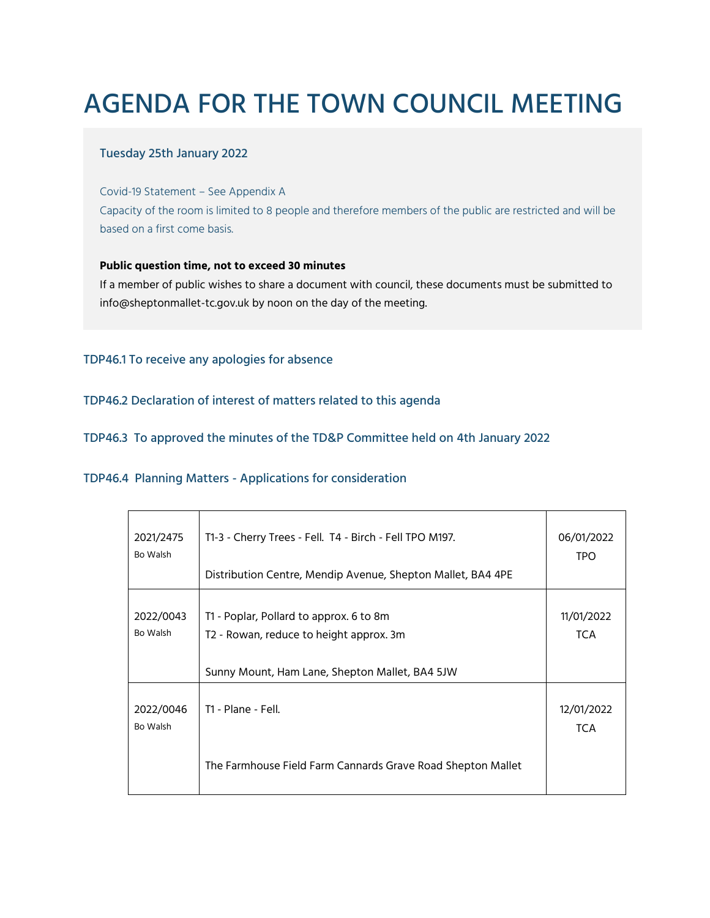# AGENDA FOR THE TOWN COUNCIL MEETING

### Tuesday 25th January 2022

Covid-19 Statement – See Appendix A

Capacity of the room is limited to 8 people and therefore members of the public are restricted and will be based on a first come basis.

**Public question time, not to exceed 30 minutes**

If a member of public wishes to share a document with council, these documents must be submitted to info@sheptonmallet-tc.gov.uk by noon on the day of the meeting.

### TDP46.1 To receive any apologies for absence

### TDP46.2 Declaration of interest of matters related to this agenda

### TDP46.3 To approved the minutes of the TD&P Committee held on 4th January 2022

### TDP46.4 Planning Matters - Applications for consideration

| | | |
|---|---|---|
| 2021/2475<br>Bo Walsh | T1-3 - Cherry Trees - Fell. T4 - Birch - Fell TPO M197.<br><br>Distribution Centre, Mendip Avenue, Shepton Mallet, BA4 4PE | 06/01/2022<br>TPO |
| 2022/0043<br>Bo Walsh | T1 - Poplar, Pollard to approx. 6 to 8m<br>T2 - Rowan, reduce to height approx. 3m<br><br>Sunny Mount, Ham Lane, Shepton Mallet, BA4 5JW | 11/01/2022<br>TCA |
| 2022/0046<br>Bo Walsh | T1 - Plane - Fell.<br><br>The Farmhouse Field Farm Cannards Grave Road Shepton Mallet | 12/01/2022<br>TCA |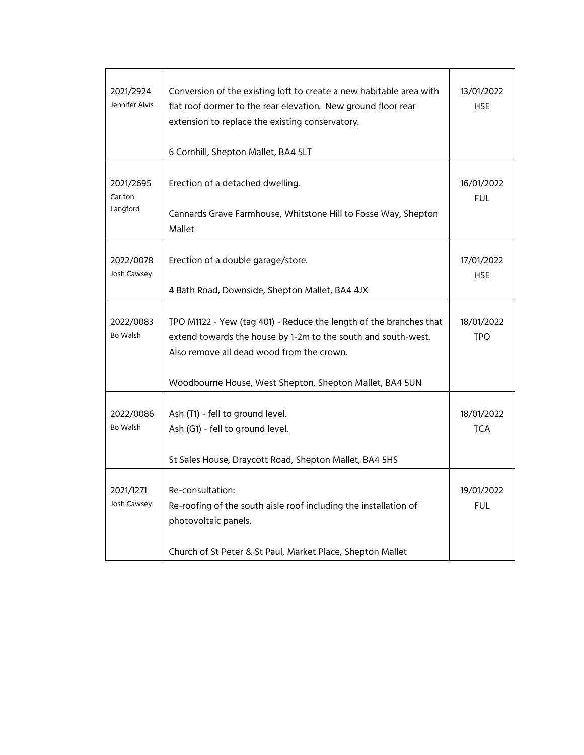| | | |
|---|---|---|
| 2021/2924<br>Jennifer Alvis | Conversion of the existing loft to create a new habitable area with flat roof dormer to the rear elevation. New ground floor rear extension to replace the existing conservatory.<br><br>6 Cornhill, Shepton Mallet, BA4 5LT | 13/01/2022<br>HSE |
| 2021/2695<br>Carlton Langford | Erection of a detached dwelling.<br><br>Cannards Grave Farmhouse, Whitstone Hill to Fosse Way, Shepton Mallet | 16/01/2022<br>FUL |
| 2022/0078<br>Josh Cawsey | Erection of a double garage/store.<br><br>4 Bath Road, Downside, Shepton Mallet, BA4 4JX | 17/01/2022<br>HSE |
| 2022/0083<br>Bo Walsh | TPO M1122 - Yew (tag 401) - Reduce the length of the branches that extend towards the house by 1-2m to the south and south-west. Also remove all dead wood from the crown.<br><br>Woodbourne House, West Shepton, Shepton Mallet, BA4 5UN | 18/01/2022<br>TPO |
| 2022/0086<br>Bo Walsh | Ash (T1) - fell to ground level.<br>Ash (G1) - fell to ground level.<br><br>St Sales House, Draycott Road, Shepton Mallet, BA4 5HS | 18/01/2022<br>TCA |
| 2021/1271<br>Josh Cawsey | Re-consultation:<br>Re-roofing of the south aisle roof including the installation of photovoltaic panels.<br><br>Church of St Peter & St Paul, Market Place, Shepton Mallet | 19/01/2022<br>FUL |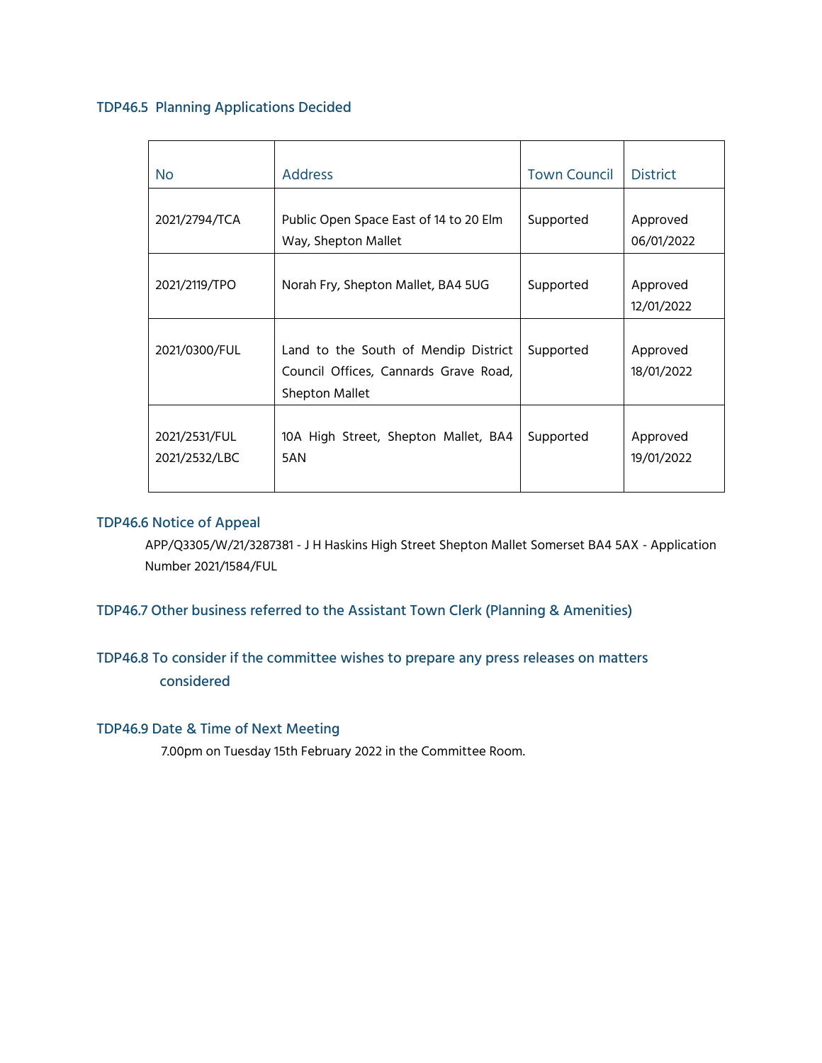### TDP46.5 Planning Applications Decided

| No | Address | Town Council | District |
|---|---|---|---|
| 2021/2794/TCA | Public Open Space East of 14 to 20 Elm Way, Shepton Mallet | Supported | Approved 06/01/2022 |
| 2021/2119/TPO | Norah Fry, Shepton Mallet, BA4 5UG | Supported | Approved 12/01/2022 |
| 2021/0300/FUL | Land to the South of Mendip District Council Offices, Cannards Grave Road, Shepton Mallet | Supported | Approved 18/01/2022 |
| 2021/2531/FUL 2021/2532/LBC | 10A High Street, Shepton Mallet, BA4 5AN | Supported | Approved 19/01/2022 |

### TDP46.6 Notice of Appeal

APP/Q3305/W/21/3287381 - J H Haskins High Street Shepton Mallet Somerset BA4 5AX - Application Number 2021/1584/FUL

### TDP46.7 Other business referred to the Assistant Town Clerk (Planning & Amenities)

### TDP46.8 To consider if the committee wishes to prepare any press releases on matters considered

### TDP46.9 Date & Time of Next Meeting

7.00pm on Tuesday 15th February 2022 in the Committee Room.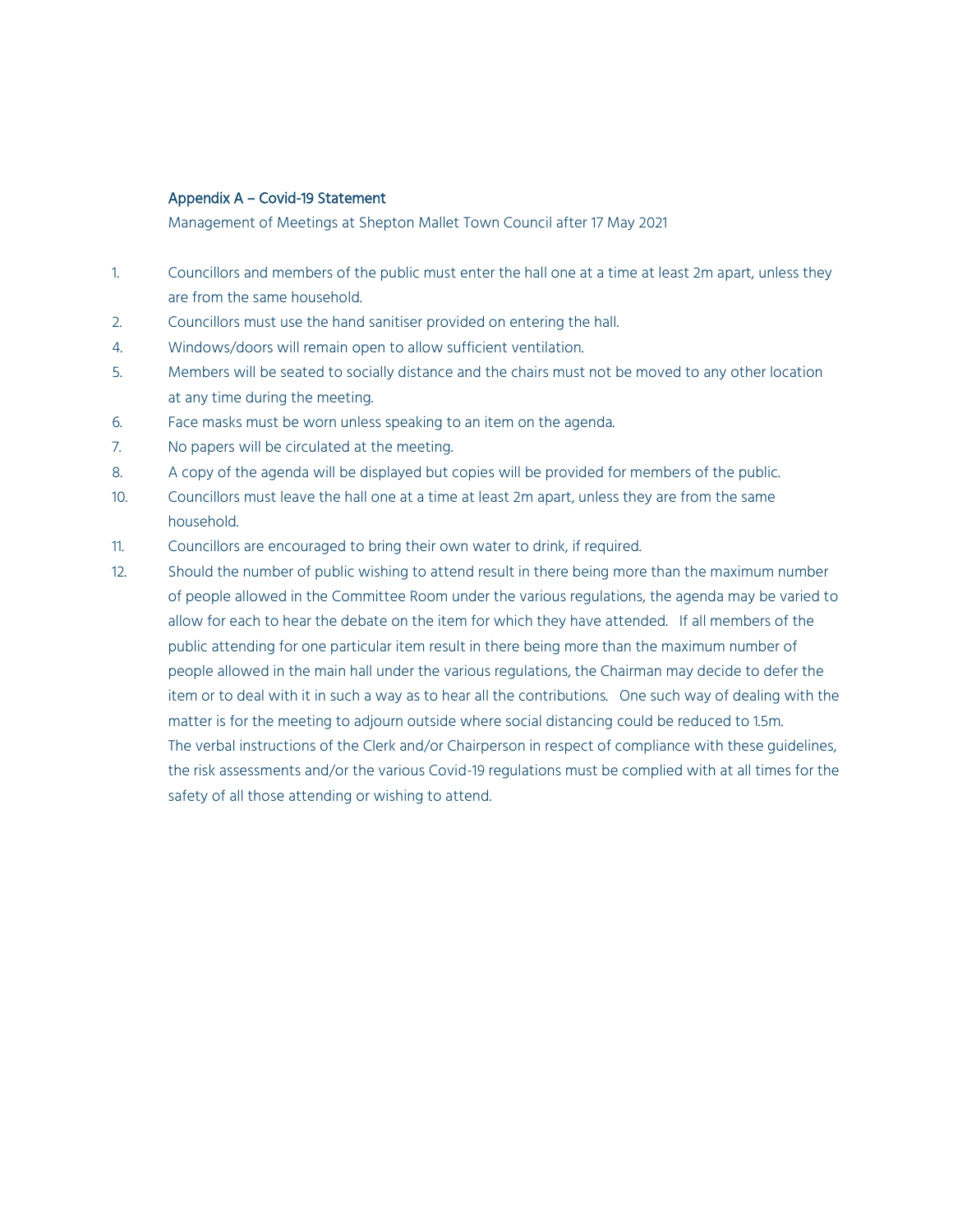### Appendix A – Covid-19 Statement

Management of Meetings at Shepton Mallet Town Council after 17 May 2021

1. Councillors and members of the public must enter the hall one at a time at least 2m apart, unless they are from the same household.
2. Councillors must use the hand sanitiser provided on entering the hall.
4. Windows/doors will remain open to allow sufficient ventilation.
5. Members will be seated to socially distance and the chairs must not be moved to any other location at any time during the meeting.
6. Face masks must be worn unless speaking to an item on the agenda.
7. No papers will be circulated at the meeting.
8. A copy of the agenda will be displayed but copies will be provided for members of the public.
10. Councillors must leave the hall one at a time at least 2m apart, unless they are from the same household.
11. Councillors are encouraged to bring their own water to drink, if required.
12. Should the number of public wishing to attend result in there being more than the maximum number of people allowed in the Committee Room under the various regulations, the agenda may be varied to allow for each to hear the debate on the item for which they have attended. If all members of the public attending for one particular item result in there being more than the maximum number of people allowed in the main hall under the various regulations, the Chairman may decide to defer the item or to deal with it in such a way as to hear all the contributions. One such way of dealing with the matter is for the meeting to adjourn outside where social distancing could be reduced to 1.5m.
    The verbal instructions of the Clerk and/or Chairperson in respect of compliance with these guidelines, the risk assessments and/or the various Covid-19 regulations must be complied with at all times for the safety of all those attending or wishing to attend.